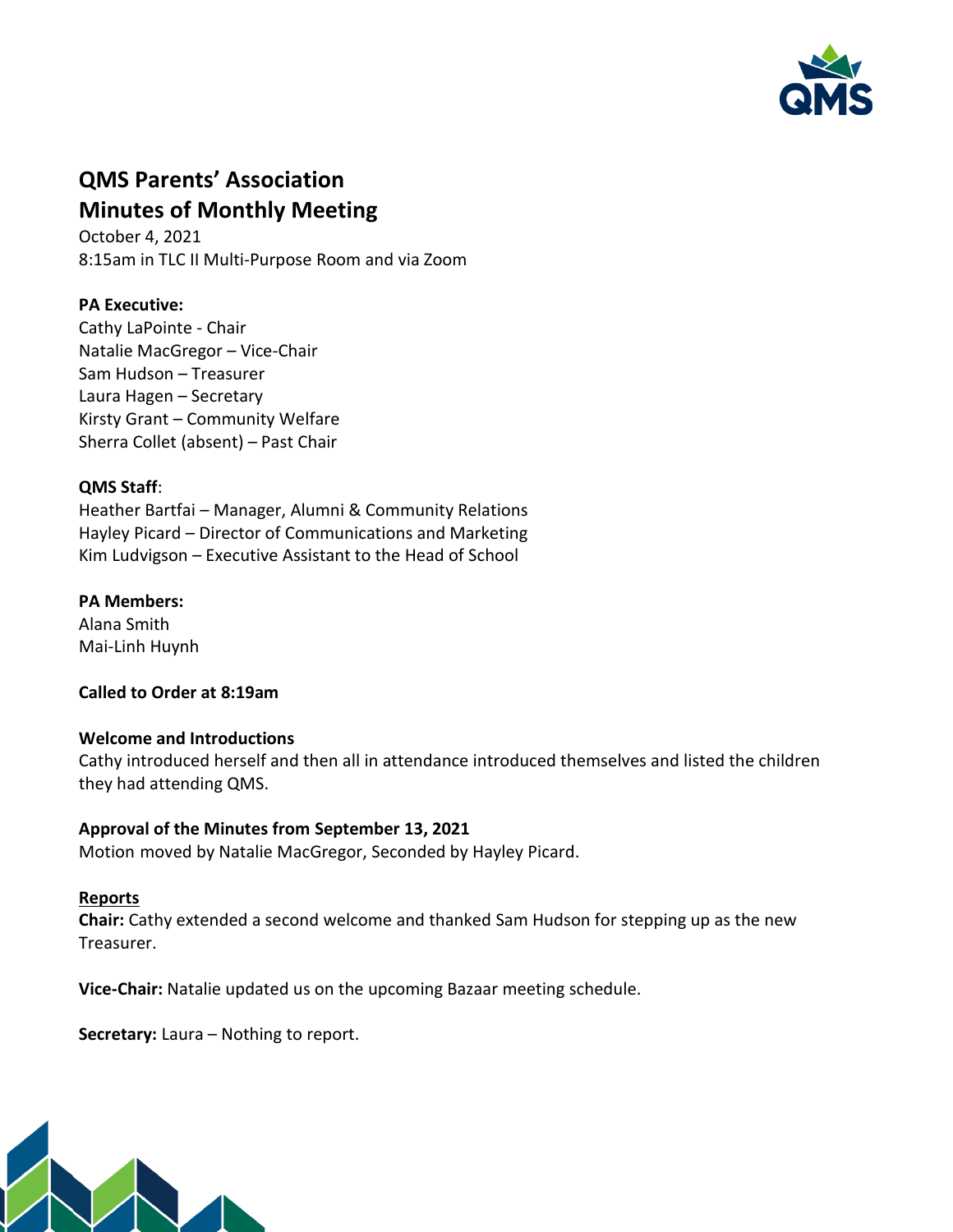# QMS Parents' Association
# Minutes of Monthly Meeting

October 4, 2021
8:15am in TLC II Multi-Purpose Room and via Zoom

**PA Executive:**
Cathy LaPointe - Chair
Natalie MacGregor – Vice-Chair
Sam Hudson – Treasurer
Laura Hagen – Secretary
Kirsty Grant – Community Welfare
Sherra Collet (absent) – Past Chair

**QMS Staff**:
Heather Bartfai – Manager, Alumni & Community Relations
Hayley Picard – Director of Communications and Marketing
Kim Ludvigson – Executive Assistant to the Head of School

**PA Members:**
Alana Smith
Mai-Linh Huynh

**Called to Order at 8:19am**

**Welcome and Introductions**
Cathy introduced herself and then all in attendance introduced themselves and listed the children they had attending QMS.

**Approval of the Minutes from September 13, 2021**
Motion moved by Natalie MacGregor, Seconded by Hayley Picard.

**Reports**

**Chair:** Cathy extended a second welcome and thanked Sam Hudson for stepping up as the new Treasurer.

**Vice-Chair:** Natalie updated us on the upcoming Bazaar meeting schedule.

**Secretary:** Laura – Nothing to report.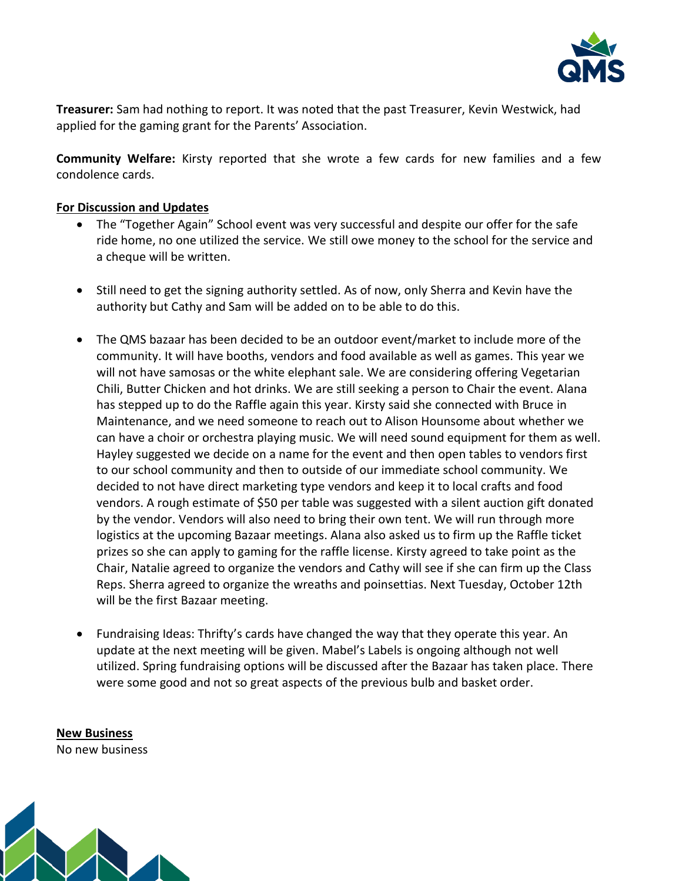**Treasurer:** Sam had nothing to report. It was noted that the past Treasurer, Kevin Westwick, had applied for the gaming grant for the Parents' Association.

**Community Welfare:** Kirsty reported that she wrote a few cards for new families and a few condolence cards.

**For Discussion and Updates**

- The "Together Again" School event was very successful and despite our offer for the safe ride home, no one utilized the service. We still owe money to the school for the service and a cheque will be written.

- Still need to get the signing authority settled. As of now, only Sherra and Kevin have the authority but Cathy and Sam will be added on to be able to do this.

- The QMS bazaar has been decided to be an outdoor event/market to include more of the community. It will have booths, vendors and food available as well as games. This year we will not have samosas or the white elephant sale. We are considering offering Vegetarian Chili, Butter Chicken and hot drinks. We are still seeking a person to Chair the event. Alana has stepped up to do the Raffle again this year. Kirsty said she connected with Bruce in Maintenance, and we need someone to reach out to Alison Hounsome about whether we can have a choir or orchestra playing music. We will need sound equipment for them as well. Hayley suggested we decide on a name for the event and then open tables to vendors first to our school community and then to outside of our immediate school community. We decided to not have direct marketing type vendors and keep it to local crafts and food vendors. A rough estimate of $50 per table was suggested with a silent auction gift donated by the vendor. Vendors will also need to bring their own tent. We will run through more logistics at the upcoming Bazaar meetings. Alana also asked us to firm up the Raffle ticket prizes so she can apply to gaming for the raffle license. Kirsty agreed to take point as the Chair, Natalie agreed to organize the vendors and Cathy will see if she can firm up the Class Reps. Sherra agreed to organize the wreaths and poinsettias. Next Tuesday, October 12th will be the first Bazaar meeting.

- Fundraising Ideas: Thrifty's cards have changed the way that they operate this year. An update at the next meeting will be given. Mabel's Labels is ongoing although not well utilized. Spring fundraising options will be discussed after the Bazaar has taken place. There were some good and not so great aspects of the previous bulb and basket order.

**New Business**

No new business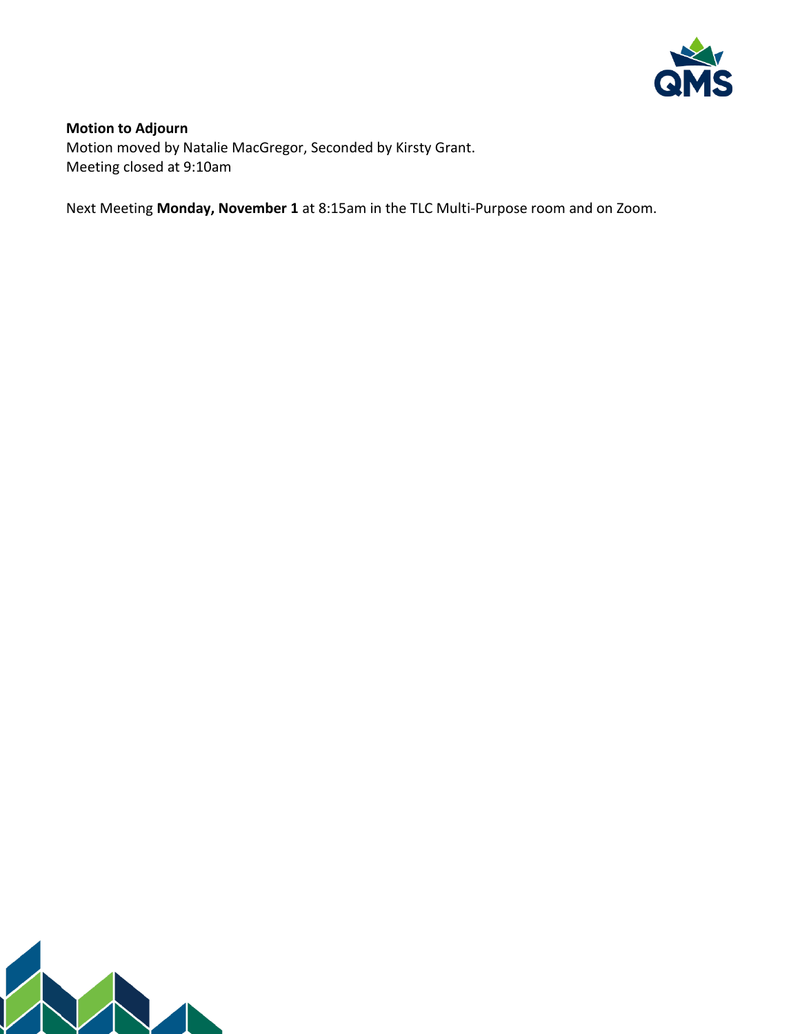**Motion to Adjourn**

Motion moved by Natalie MacGregor, Seconded by Kirsty Grant.
Meeting closed at 9:10am

Next Meeting **Monday, November 1** at 8:15am in the TLC Multi-Purpose room and on Zoom.